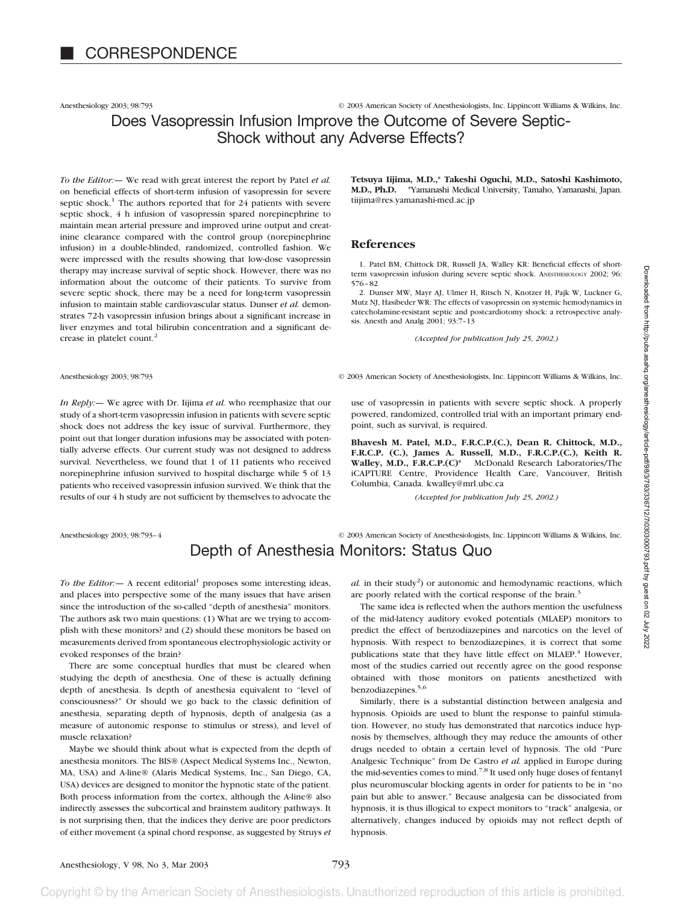# CORRESPONDENCE

## Does Vasopressin Infusion Improve the Outcome of Severe Septic-Shock without any Adverse Effects?

*To the Editor:*— We read with great interest the report by Patel *et al.* on beneficial effects of short-term infusion of vasopressin for severe septic shock.[1] The authors reported that for 24 patients with severe septic shock, 4 h infusion of vasopressin spared norepinephrine to maintain mean arterial pressure and improved urine output and creatinine clearance compared with the control group (norepinephrine infusion) in a double-blinded, randomized, controlled fashion. We were impressed with the results showing that low-dose vasopressin therapy may increase survival of septic shock. However, there was no information about the outcome of their patients. To survive from severe septic shock, there may be a need for long-term vasopressin infusion to maintain stable cardiovascular status. Dunser *et al.* demonstrates 72-h vasopressin infusion brings about a significant increase in liver enzymes and total bilirubin concentration and a significant decrease in platelet count.[2]

**Tetsuya Iijima, M.D.,\* Takeshi Oguchi, M.D., Satoshi Kashimoto, M.D., Ph.D.** \*Yamanashi Medical University, Tamaho, Yamanashi, Japan. tiijima@res.yamanashi-med.ac.jp

### References

1. Patel BM, Chittock DR, Russell JA, Walley KR: Beneficial effects of short-term vasopressin infusion during severe septic shock. ANESTHESIOLOGY 2002; 96: 576–82
2. Dunser MW, Mayr AJ, Ulmer H, Ritsch N, Knotzer H, Pajk W, Luckner G, Mutz NJ, Hasibeder WR: The effects of vasopressin on systemic hemodynamics in catecholamine-resistant septic and postcardiotomy shock: a retrospective analysis. Anesth and Analg 2001; 93:7–13

*(Accepted for publication July 25, 2002.)*

*In Reply:*— We agree with Dr. Iijima *et al.* who reemphasize that our study of a short-term vasopressin infusion in patients with severe septic shock does not address the key issue of survival. Furthermore, they point out that longer duration infusions may be associated with potentially adverse effects. Our current study was not designed to address survival. Nevertheless, we found that 1 of 11 patients who received norepinephrine infusion survived to hospital discharge while 5 of 13 patients who received vasopressin infusion survived. We think that the results of our 4 h study are not sufficient by themselves to advocate the use of vasopressin in patients with severe septic shock. A properly powered, randomized, controlled trial with an important primary endpoint, such as survival, is required.

**Bhavesh M. Patel, M.D., F.R.C.P.(C.), Dean R. Chittock, M.D., F.R.C.P. (C.), James A. Russell, M.D., F.R.C.P.(C.), Keith R. Walley, M.D., F.R.C.P.(C)\*** McDonald Research Laboratories/The iCAPTURE Centre, Providence Health Care, Vancouver, British Columbia, Canada. kwalley@mrl.ubc.ca

*(Accepted for publication July 25, 2002.)*

## Depth of Anesthesia Monitors: Status Quo

*To the Editor:*— A recent editorial[1] proposes some interesting ideas, and places into perspective some of the many issues that have arisen since the introduction of the so-called "depth of anesthesia" monitors. The authors ask two main questions: (1) What are we trying to accomplish with these monitors? and (2) should these monitors be based on measurements derived from spontaneous electrophysiologic activity or evoked responses of the brain?

There are some conceptual hurdles that must be cleared when studying the depth of anesthesia. One of these is actually defining depth of anesthesia. Is depth of anesthesia equivalent to "level of consciousness?" Or should we go back to the classic definition of anesthesia, separating depth of hypnosis, depth of analgesia (as a measure of autonomic response to stimulus or stress), and level of muscle relaxation?

Maybe we should think about what is expected from the depth of anesthesia monitors. The BIS® (Aspect Medical Systems Inc., Newton, MA, USA) and A-line® (Alaris Medical Systems, Inc., San Diego, CA, USA) devices are designed to monitor the hypnotic state of the patient. Both process information from the cortex, although the A-line® also indirectly assesses the subcortical and brainstem auditory pathways. It is not surprising then, that the indices they derive are poor predictors of either movement (a spinal chord response, as suggested by Struys *et al.* in their study[2]) or autonomic and hemodynamic reactions, which are poorly related with the cortical response of the brain.[3]

The same idea is reflected when the authors mention the usefulness of the mid-latency auditory evoked potentials (MLAEP) monitors to predict the effect of benzodiazepines and narcotics on the level of hypnosis. With respect to benzodiazepines, it is correct that some publications state that they have little effect on MLAEP.[4] However, most of the studies carried out recently agree on the good response obtained with those monitors on patients anesthetized with benzodiazepines.[5,6]

Similarly, there is a substantial distinction between analgesia and hypnosis. Opioids are used to blunt the response to painful stimulation. However, no study has demonstrated that narcotics induce hypnosis by themselves, although they may reduce the amounts of other drugs needed to obtain a certain level of hypnosis. The old "Pure Analgesic Technique" from De Castro *et al.* applied in Europe during the mid-seventies comes to mind.[7,8] It used only huge doses of fentanyl plus neuromuscular blocking agents in order for patients to be in "no pain but able to answer." Because analgesia can be dissociated from hypnosis, it is thus illogical to expect monitors to "track" analgesia, or alternatively, changes induced by opioids may not reflect depth of hypnosis.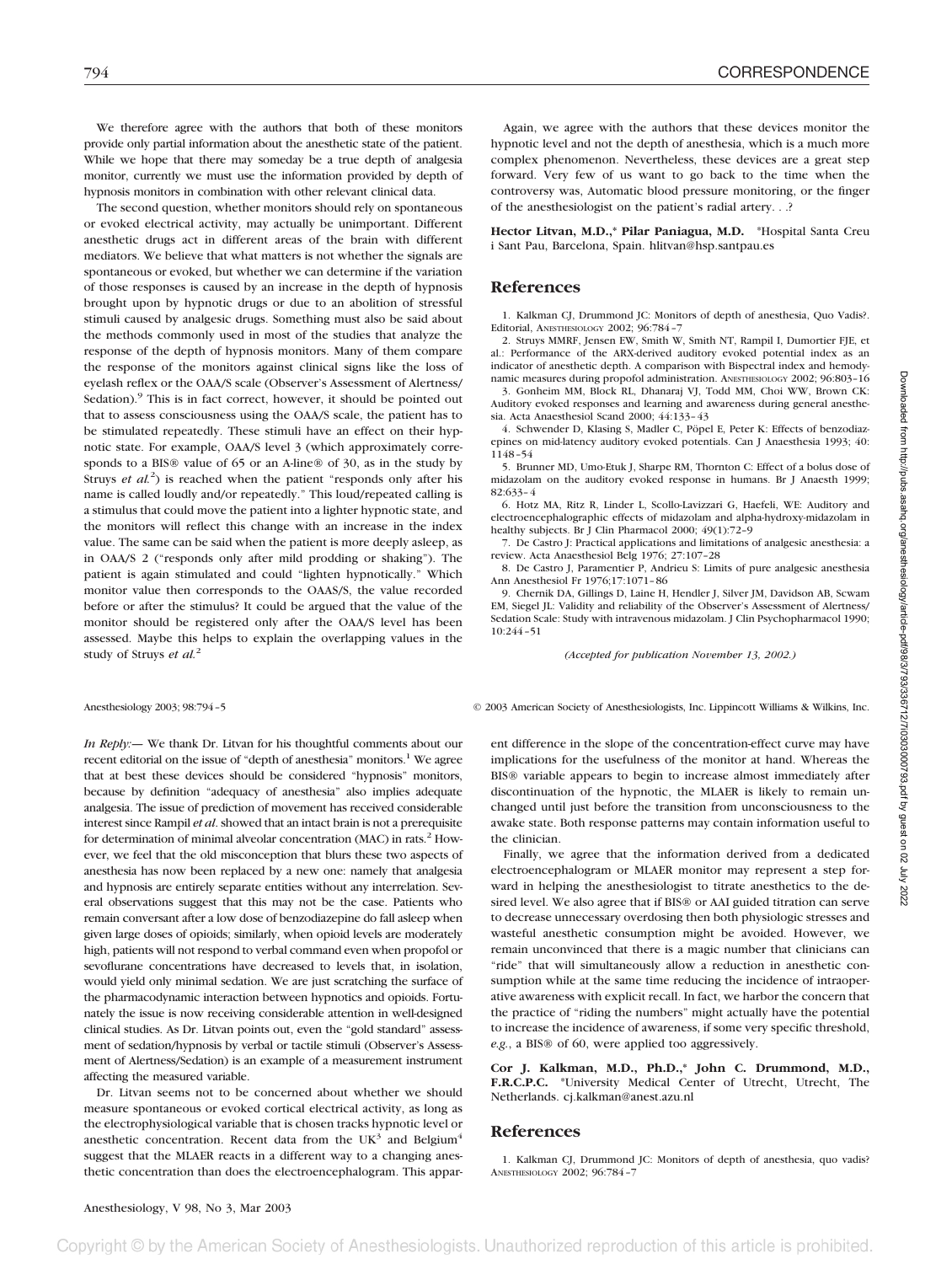We therefore agree with the authors that both of these monitors provide only partial information about the anesthetic state of the patient. While we hope that there may someday be a true depth of analgesia monitor, currently we must use the information provided by depth of hypnosis monitors in combination with other relevant clinical data.

The second question, whether monitors should rely on spontaneous or evoked electrical activity, may actually be unimportant. Different anesthetic drugs act in different areas of the brain with different mediators. We believe that what matters is not whether the signals are spontaneous or evoked, but whether we can determine if the variation of those responses is caused by an increase in the depth of hypnosis brought upon by hypnotic drugs or due to an abolition of stressful stimuli caused by analgesic drugs. Something must also be said about the methods commonly used in most of the studies that analyze the response of the depth of hypnosis monitors. Many of them compare the response of the monitors against clinical signs like the loss of eyelash reflex or the OAA/S scale (Observer's Assessment of Alertness/Sedation).[9] This is in fact correct, however, it should be pointed out that to assess consciousness using the OAA/S scale, the patient has to be stimulated repeatedly. These stimuli have an effect on their hypnotic state. For example, OAA/S level 3 (which approximately corresponds to a BIS® value of 65 or an A-line® of 30, as in the study by Struys *et al.*[2]) is reached when the patient "responds only after his name is called loudly and/or repeatedly." This loud/repeated calling is a stimulus that could move the patient into a lighter hypnotic state, and the monitors will reflect this change with an increase in the index value. The same can be said when the patient is more deeply asleep, as in OAA/S 2 ("responds only after mild prodding or shaking"). The patient is again stimulated and could "lighten hypnotically." Which monitor value then corresponds to the OAAS/S, the value recorded before or after the stimulus? It could be argued that the value of the monitor should be registered only after the OAA/S level has been assessed. Maybe this helps to explain the overlapping values in the study of Struys *et al.*[2]

Again, we agree with the authors that these devices monitor the hypnotic level and not the depth of anesthesia, which is a much more complex phenomenon. Nevertheless, these devices are a great step forward. Very few of us want to go back to the time when the controversy was, Automatic blood pressure monitoring, or the finger of the anesthesiologist on the patient's radial artery. . .?

**Hector Litvan, M.D.,\* Pilar Paniagua, M.D.** \*Hospital Santa Creu i Sant Pau, Barcelona, Spain. hlitvan@hsp.santpau.es

## References

1. Kalkman CJ, Drummond JC: Monitors of depth of anesthesia, Quo Vadis?. Editorial, ANESTHESIOLOGY 2002; 96:784–7
2. Struys MMRF, Jensen EW, Smith W, Smith NT, Rampil I, Dumortier FJE, et al.: Performance of the ARX-derived auditory evoked potential index as an indicator of anesthetic depth. A comparison with Bispectral index and hemodynamic measures during propofol administration. ANESTHESIOLOGY 2002; 96:803–16
3. Gonheim MM, Block RL, Dhanaraj VJ, Todd MM, Choi WW, Brown CK: Auditory evoked responses and learning and awareness during general anesthesia. Acta Anaesthesiol Scand 2000; 44:133–43
4. Schwender D, Klasing S, Madler C, Pöpel E, Peter K: Effects of benzodiazepines on mid-latency auditory evoked potentials. Can J Anaesthesia 1993; 40:1148–54
5. Brunner MD, Umo-Etuk J, Sharpe RM, Thornton C: Effect of a bolus dose of midazolam on the auditory evoked response in humans. Br J Anaesth 1999; 82:633–4
6. Hotz MA, Ritz R, Linder L, Scollo-Lavizzari G, Haefeli, WE: Auditory and electroencephalographic effects of midazolam and alpha-hydroxy-midazolam in healthy subjects. Br J Clin Pharmacol 2000; 49(1):72–9
7. De Castro J: Practical applications and limitations of analgesic anesthesia: a review. Acta Anaesthesiol Belg 1976; 27:107–28
8. De Castro J, Paramentier P, Andrieu S: Limits of pure analgesic anesthesia Ann Anesthesiol Fr 1976;17:1071–86
9. Chernik DA, Gillings D, Laine H, Hendler J, Silver JM, Davidson AB, Scwam EM, Siegel JL: Validity and reliability of the Observer's Assessment of Alertness/Sedation Scale: Study with intravenous midazolam. J Clin Psychopharmacol 1990; 10:244–51

*(Accepted for publication November 13, 2002.)*

*In Reply:*— We thank Dr. Litvan for his thoughtful comments about our recent editorial on the issue of "depth of anesthesia" monitors.[1] We agree that at best these devices should be considered "hypnosis" monitors, because by definition "adequacy of anesthesia" also implies adequate analgesia. The issue of prediction of movement has received considerable interest since Rampil *et al.* showed that an intact brain is not a prerequisite for determination of minimal alveolar concentration (MAC) in rats.[2] However, we feel that the old misconception that blurs these two aspects of anesthesia has now been replaced by a new one: namely that analgesia and hypnosis are entirely separate entities without any interrelation. Several observations suggest that this may not be the case. Patients who remain conversant after a low dose of benzodiazepine do fall asleep when given large doses of opioids; similarly, when opioid levels are moderately high, patients will not respond to verbal command even when propofol or sevoflurane concentrations have decreased to levels that, in isolation, would yield only minimal sedation. We are just scratching the surface of the pharmacodynamic interaction between hypnotics and opioids. Fortunately the issue is now receiving considerable attention in well-designed clinical studies. As Dr. Litvan points out, even the "gold standard" assessment of sedation/hypnosis by verbal or tactile stimuli (Observer's Assessment of Alertness/Sedation) is an example of a measurement instrument affecting the measured variable.

Dr. Litvan seems not to be concerned about whether we should measure spontaneous or evoked cortical electrical activity, as long as the electrophysiological variable that is chosen tracks hypnotic level or anesthetic concentration. Recent data from the UK[3] and Belgium[4] suggest that the MLAER reacts in a different way to a changing anesthetic concentration than does the electroencephalogram. This apparent difference in the slope of the concentration-effect curve may have implications for the usefulness of the monitor at hand. Whereas the BIS® variable appears to begin to increase almost immediately after discontinuation of the hypnotic, the MLAER is likely to remain unchanged until just before the transition from unconsciousness to the awake state. Both response patterns may contain information useful to the clinician.

Finally, we agree that the information derived from a dedicated electroencephalogram or MLAER monitor may represent a step forward in helping the anesthesiologist to titrate anesthetics to the desired level. We also agree that if BIS® or AAI guided titration can serve to decrease unnecessary overdosing then both physiologic stresses and wasteful anesthetic consumption might be avoided. However, we remain unconvinced that there is a magic number that clinicians can "ride" that will simultaneously allow a reduction in anesthetic consumption while at the same time reducing the incidence of intraoperative awareness with explicit recall. In fact, we harbor the concern that the practice of "riding the numbers" might actually have the potential to increase the incidence of awareness, if some very specific threshold, *e.g.*, a BIS® of 60, were applied too aggressively.

**Cor J. Kalkman, M.D., Ph.D.,\* John C. Drummond, M.D., F.R.C.P.C.** \*University Medical Center of Utrecht, Utrecht, The Netherlands. cj.kalkman@anest.azu.nl

## References

1. Kalkman CJ, Drummond JC: Monitors of depth of anesthesia, quo vadis? ANESTHESIOLOGY 2002; 96:784–7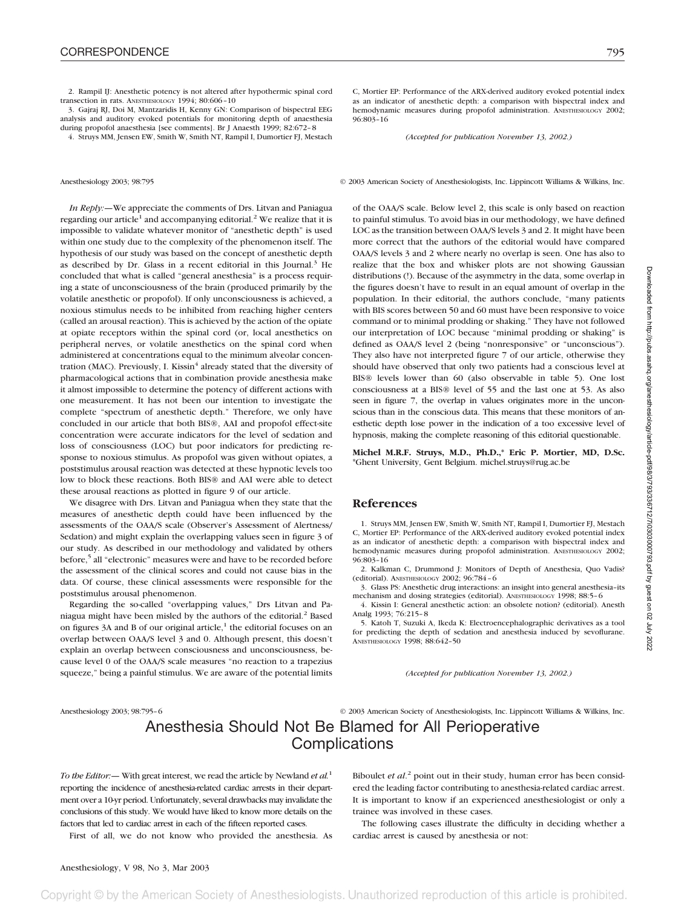2. Rampil IJ: Anesthetic potency is not altered after hypothermic spinal cord transection in rats. ANESTHESIOLOGY 1994; 80:606–10

3. Gajraj RJ, Doi M, Mantzaridis H, Kenny GN: Comparison of bispectral EEG analysis and auditory evoked potentials for monitoring depth of anaesthesia during propofol anaesthesia [see comments]. Br J Anaesth 1999; 82:672–8

4. Struys MM, Jensen EW, Smith W, Smith NT, Rampil I, Dumortier FJ, Mestach C, Mortier EP: Performance of the ARX-derived auditory evoked potential index as an indicator of anesthetic depth: a comparison with bispectral index and hemodynamic measures during propofol administration. ANESTHESIOLOGY 2002; 96:803–16

*(Accepted for publication November 13, 2002.)*

Anesthesiology 2003; 98:795 © 2003 American Society of Anesthesiologists, Inc. Lippincott Williams & Wilkins, Inc.

*In Reply:*—We appreciate the comments of Drs. Litvan and Paniagua regarding our article[1] and accompanying editorial.[2] We realize that it is impossible to validate whatever monitor of "anesthetic depth" is used within one study due to the complexity of the phenomenon itself. The hypothesis of our study was based on the concept of anesthetic depth as described by Dr. Glass in a recent editorial in this Journal.[3] He concluded that what is called "general anesthesia" is a process requiring a state of unconsciousness of the brain (produced primarily by the volatile anesthetic or propofol). If only unconsciousness is achieved, a noxious stimulus needs to be inhibited from reaching higher centers (called an arousal reaction). This is achieved by the action of the opiate at opiate receptors within the spinal cord (or, local anesthetics on peripheral nerves, or volatile anesthetics on the spinal cord when administered at concentrations equal to the minimum alveolar concentration (MAC). Previously, I. Kissin[4] already stated that the diversity of pharmacological actions that in combination provide anesthesia make it almost impossible to determine the potency of different actions with one measurement. It has not been our intention to investigate the complete "spectrum of anesthetic depth." Therefore, we only have concluded in our article that both BIS®, AAI and propofol effect-site concentration were accurate indicators for the level of sedation and loss of consciousness (LOC) but poor indicators for predicting response to noxious stimulus. As propofol was given without opiates, a poststimulus arousal reaction was detected at these hypnotic levels too low to block these reactions. Both BIS® and AAI were able to detect these arousal reactions as plotted in figure 9 of our article.

We disagree with Drs. Litvan and Paniagua when they state that the measures of anesthetic depth could have been influenced by the assessments of the OAA/S scale (Observer's Assessment of Alertness/Sedation) and might explain the overlapping values seen in figure 3 of our study. As described in our methodology and validated by others before,[5] all "electronic" measures were and have to be recorded before the assessment of the clinical scores and could not cause bias in the data. Of course, these clinical assessments were responsible for the poststimulus arousal phenomenon.

Regarding the so-called "overlapping values," Drs Litvan and Paniagua might have been misled by the authors of the editorial.[2] Based on figures 3A and B of our original article,[1] the editorial focuses on an overlap between OAA/S level 3 and 0. Although present, this doesn't explain an overlap between consciousness and unconsciousness, because level 0 of the OAA/S scale measures "no reaction to a trapezius squeeze," being a painful stimulus. We are aware of the potential limits of the OAA/S scale. Below level 2, this scale is only based on reaction to painful stimulus. To avoid bias in our methodology, we have defined LOC as the transition between OAA/S levels 3 and 2. It might have been more correct that the authors of the editorial would have compared OAA/S levels 3 and 2 where nearly no overlap is seen. One has also to realize that the box and whisker plots are not showing Gaussian distributions (!). Because of the asymmetry in the data, some overlap in the figures doesn't have to result in an equal amount of overlap in the population. In their editorial, the authors conclude, "many patients with BIS scores between 50 and 60 must have been responsive to voice command or to minimal prodding or shaking." They have not followed our interpretation of LOC because "minimal prodding or shaking" is defined as OAA/S level 2 (being "nonresponsive" or "unconscious"). They also have not interpreted figure 7 of our article, otherwise they should have observed that only two patients had a conscious level at BIS® levels lower than 60 (also observable in table 5). One lost consciousness at a BIS® level of 55 and the last one at 53. As also seen in figure 7, the overlap in values originates more in the unconscious than in the conscious data. This means that these monitors of anesthetic depth lose power in the indication of a too excessive level of hypnosis, making the complete reasoning of this editorial questionable.

**Michel M.R.F. Struys, M.D., Ph.D.,\* Eric P. Mortier, MD, D.Sc.** \*Ghent University, Gent Belgium. michel.struys@rug.ac.be

## References

1. Struys MM, Jensen EW, Smith W, Smith NT, Rampil I, Dumortier FJ, Mestach C, Mortier EP: Performance of the ARX-derived auditory evoked potential index as an indicator of anesthetic depth: a comparison with bispectral index and hemodynamic measures during propofol administration. ANESTHESIOLOGY 2002; 96:803–16
2. Kalkman C, Drummond J: Monitors of Depth of Anesthesia, Quo Vadis? (editorial). ANESTHESIOLOGY 2002; 96:784–6
3. Glass PS: Anesthetic drug interactions: an insight into general anesthesia–its mechanism and dosing strategies (editorial). ANESTHESIOLOGY 1998; 88:5–6
4. Kissin I: General anesthetic action: an obsolete notion? (editorial). Anesth Analg 1993; 76:215–8
5. Katoh T, Suzuki A, Ikeda K: Electroencephalographic derivatives as a tool for predicting the depth of sedation and anesthesia induced by sevoflurane. ANESTHESIOLOGY 1998; 88:642–50

*(Accepted for publication November 13, 2002.)*

Anesthesiology 2003; 98:795–6 © 2003 American Society of Anesthesiologists, Inc. Lippincott Williams & Wilkins, Inc.

# Anesthesia Should Not Be Blamed for All Perioperative Complications

*To the Editor:*— With great interest, we read the article by Newland *et al.*[1] reporting the incidence of anesthesia-related cardiac arrests in their department over a 10-yr period. Unfortunately, several drawbacks may invalidate the conclusions of this study. We would have liked to know more details on the factors that led to cardiac arrest in each of the fifteen reported cases.

First of all, we do not know who provided the anesthesia. As Biboulet *et al.*[2] point out in their study, human error has been considered the leading factor contributing to anesthesia-related cardiac arrest. It is important to know if an experienced anesthesiologist or only a trainee was involved in these cases.

The following cases illustrate the difficulty in deciding whether a cardiac arrest is caused by anesthesia or not: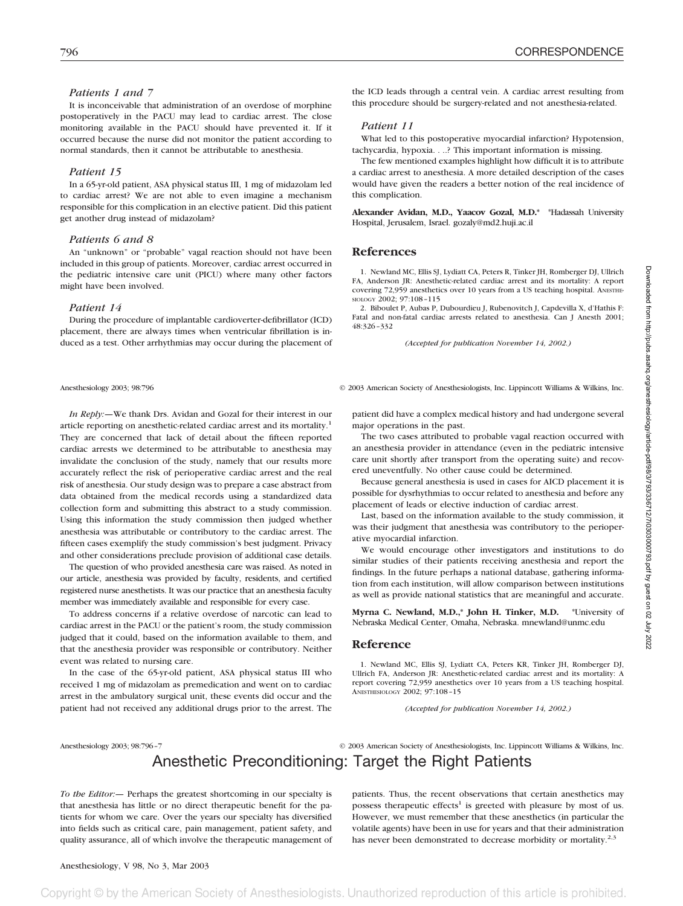### Patients 1 and 7

It is inconceivable that administration of an overdose of morphine postoperatively in the PACU may lead to cardiac arrest. The close monitoring available in the PACU should have prevented it. If it occurred because the nurse did not monitor the patient according to normal standards, then it cannot be attributable to anesthesia.

### Patient 15

In a 65-yr-old patient, ASA physical status III, 1 mg of midazolam led to cardiac arrest? We are not able to even imagine a mechanism responsible for this complication in an elective patient. Did this patient get another drug instead of midazolam?

### Patients 6 and 8

An "unknown" or "probable" vagal reaction should not have been included in this group of patients. Moreover, cardiac arrest occurred in the pediatric intensive care unit (PICU) where many other factors might have been involved.

### Patient 14

During the procedure of implantable cardioverter-defibrillator (ICD) placement, there are always times when ventricular fibrillation is induced as a test. Other arrhythmias may occur during the placement of the ICD leads through a central vein. A cardiac arrest resulting from this procedure should be surgery-related and not anesthesia-related.

### Patient 11

What led to this postoperative myocardial infarction? Hypotension, tachycardia, hypoxia. . ..? This important information is missing.

The few mentioned examples highlight how difficult it is to attribute a cardiac arrest to anesthesia. A more detailed description of the cases would have given the readers a better notion of the real incidence of this complication.

**Alexander Avidan, M.D., Yaacov Gozal, M.D.*** *Hadassah University Hospital, Jerusalem, Israel. gozaly@md2.huji.ac.il

## References

1. Newland MC, Ellis SJ, Lydiatt CA, Peters R, Tinker JH, Romberger DJ, Ullrich FA, Anderson JR: Anesthetic-related cardiac arrest and its mortality: A report covering 72,959 anesthetics over 10 years from a US teaching hospital. ANESTHESIOLOGY 2002; 97:108–115
2. Biboulet P, Aubas P, Dubourdieu J, Rubenovitch J, Capdevilla X, d'Hathis F: Fatal and non-fatal cardiac arrests related to anesthesia. Can J Anesth 2001; 48:326–332

*(Accepted for publication November 14, 2002.)*

---

*In Reply:*—We thank Drs. Avidan and Gozal for their interest in our article reporting on anesthetic-related cardiac arrest and its mortality.[1] They are concerned that lack of detail about the fifteen reported cardiac arrests we determined to be attributable to anesthesia may invalidate the conclusion of the study, namely that our results more accurately reflect the risk of perioperative cardiac arrest and the real risk of anesthesia. Our study design was to prepare a case abstract from data obtained from the medical records using a standardized data collection form and submitting this abstract to a study commission. Using this information the study commission then judged whether anesthesia was attributable or contributory to the cardiac arrest. The fifteen cases exemplify the study commission's best judgment. Privacy and other considerations preclude provision of additional case details.

The question of who provided anesthesia care was raised. As noted in our article, anesthesia was provided by faculty, residents, and certified registered nurse anesthetists. It was our practice that an anesthesia faculty member was immediately available and responsible for every case.

To address concerns if a relative overdose of narcotic can lead to cardiac arrest in the PACU or the patient's room, the study commission judged that it could, based on the information available to them, and that the anesthesia provider was responsible or contributory. Neither event was related to nursing care.

In the case of the 65-yr-old patient, ASA physical status III who received 1 mg of midazolam as premedication and went on to cardiac arrest in the ambulatory surgical unit, these events did occur and the patient had not received any additional drugs prior to the arrest. The patient did have a complex medical history and had undergone several major operations in the past.

The two cases attributed to probable vagal reaction occurred with an anesthesia provider in attendance (even in the pediatric intensive care unit shortly after transport from the operating suite) and recovered uneventfully. No other cause could be determined.

Because general anesthesia is used in cases for AICD placement it is possible for dysrhythmias to occur related to anesthesia and before any placement of leads or elective induction of cardiac arrest.

Last, based on the information available to the study commission, it was their judgment that anesthesia was contributory to the perioperative myocardial infarction.

We would encourage other investigators and institutions to do similar studies of their patients receiving anesthesia and report the findings. In the future perhaps a national database, gathering information from each institution, will allow comparison between institutions as well as provide national statistics that are meaningful and accurate.

**Myrna C. Newland, M.D.,* John H. Tinker, M.D.** *University of Nebraska Medical Center, Omaha, Nebraska. mnewland@unmc.edu

## Reference

1. Newland MC, Ellis SJ, Lydiatt CA, Peters KR, Tinker JH, Romberger DJ, Ullrich FA, Anderson JR: Anesthetic-related cardiac arrest and its mortality: A report covering 72,959 anesthetics over 10 years from a US teaching hospital. ANESTHESIOLOGY 2002; 97:108–15

*(Accepted for publication November 14, 2002.)*

---

# Anesthetic Preconditioning: Target the Right Patients

*To the Editor:*— Perhaps the greatest shortcoming in our specialty is that anesthesia has little or no direct therapeutic benefit for the patients for whom we care. Over the years our specialty has diversified into fields such as critical care, pain management, patient safety, and quality assurance, all of which involve the therapeutic management of patients. Thus, the recent observations that certain anesthetics may possess therapeutic effects[1] is greeted with pleasure by most of us. However, we must remember that these anesthetics (in particular the volatile agents) have been in use for years and that their administration has never been demonstrated to decrease morbidity or mortality.[2,3]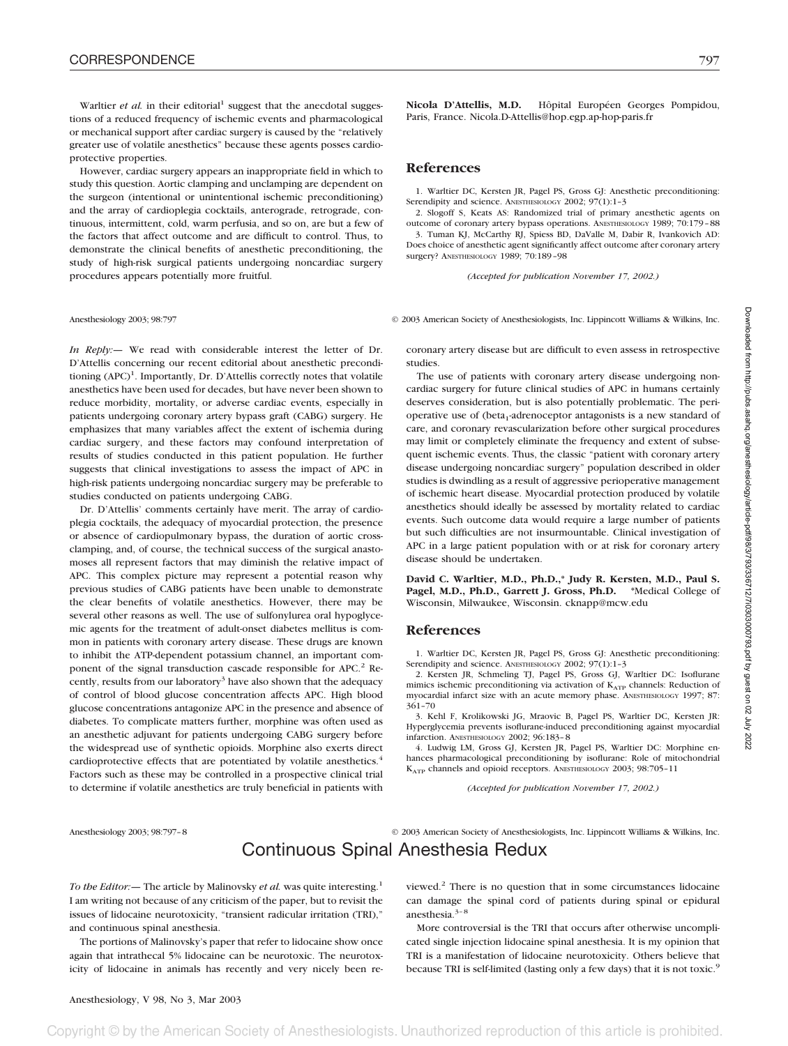Warltier *et al.* in their editorial[1] suggest that the anecdotal suggestions of a reduced frequency of ischemic events and pharmacological or mechanical support after cardiac surgery is caused by the "relatively greater use of volatile anesthetics" because these agents posses cardioprotective properties.

However, cardiac surgery appears an inappropriate field in which to study this question. Aortic clamping and unclamping are dependent on the surgeon (intentional or unintentional ischemic preconditioning) and the array of cardioplegia cocktails, anterograde, retrograde, continuous, intermittent, cold, warm perfusia, and so on, are but a few of the factors that affect outcome and are difficult to control. Thus, to demonstrate the clinical benefits of anesthetic preconditioning, the study of high-risk surgical patients undergoing noncardiac surgery procedures appears potentially more fruitful.

**Nicola D'Attellis, M.D.** Hôpital Européen Georges Pompidou, Paris, France. Nicola.D-Attellis@hop.egp.ap-hop-paris.fr

## References

1. Warltier DC, Kersten JR, Pagel PS, Gross GJ: Anesthetic preconditioning: Serendipity and science. ANESTHESIOLOGY 2002; 97(1):1–3
2. Slogoff S, Keats AS: Randomized trial of primary anesthetic agents on outcome of coronary artery bypass operations. ANESTHESIOLOGY 1989; 70:179–88
3. Tuman KJ, McCarthy RJ, Spiess BD, DaValle M, Dabir R, Ivankovich AD: Does choice of anesthetic agent significantly affect outcome after coronary artery surgery? ANESTHESIOLOGY 1989; 70:189–98

*(Accepted for publication November 17, 2002.)*

---

*In Reply:*— We read with considerable interest the letter of Dr. D'Attellis concerning our recent editorial about anesthetic preconditioning (APC)[1]. Importantly, Dr. D'Attellis correctly notes that volatile anesthetics have been used for decades, but have never been shown to reduce morbidity, mortality, or adverse cardiac events, especially in patients undergoing coronary artery bypass graft (CABG) surgery. He emphasizes that many variables affect the extent of ischemia during cardiac surgery, and these factors may confound interpretation of results of studies conducted in this patient population. He further suggests that clinical investigations to assess the impact of APC in high-risk patients undergoing noncardiac surgery may be preferable to studies conducted on patients undergoing CABG.

Dr. D'Attellis' comments certainly have merit. The array of cardioplegia cocktails, the adequacy of myocardial protection, the presence or absence of cardiopulmonary bypass, the duration of aortic cross-clamping, and, of course, the technical success of the surgical anastomoses all represent factors that may diminish the relative impact of APC. This complex picture may represent a potential reason why previous studies of CABG patients have been unable to demonstrate the clear benefits of volatile anesthetics. However, there may be several other reasons as well. The use of sulfonylurea oral hypoglycemic agents for the treatment of adult-onset diabetes mellitus is common in patients with coronary artery disease. These drugs are known to inhibit the ATP-dependent potassium channel, an important component of the signal transduction cascade responsible for APC.[2] Recently, results from our laboratory[3] have also shown that the adequacy of control of blood glucose concentration affects APC. High blood glucose concentrations antagonize APC in the presence and absence of diabetes. To complicate matters further, morphine was often used as an anesthetic adjuvant for patients undergoing CABG surgery before the widespread use of synthetic opioids. Morphine also exerts direct cardioprotective effects that are potentiated by volatile anesthetics.[4] Factors such as these may be controlled in a prospective clinical trial to determine if volatile anesthetics are truly beneficial in patients with coronary artery disease but are difficult to even assess in retrospective studies.

The use of patients with coronary artery disease undergoing noncardiac surgery for future clinical studies of APC in humans certainly deserves consideration, but is also potentially problematic. The perioperative use of (beta$_1$-adrenoceptor antagonists is a new standard of care, and coronary revascularization before other surgical procedures may limit or completely eliminate the frequency and extent of subsequent ischemic events. Thus, the classic "patient with coronary artery disease undergoing noncardiac surgery" population described in older studies is dwindling as a result of aggressive perioperative management of ischemic heart disease. Myocardial protection produced by volatile anesthetics should ideally be assessed by mortality related to cardiac events. Such outcome data would require a large number of patients but such difficulties are not insurmountable. Clinical investigation of APC in a large patient population with or at risk for coronary artery disease should be undertaken.

**David C. Warltier, M.D., Ph.D.,\* Judy R. Kersten, M.D., Paul S. Pagel, M.D., Ph.D., Garrett J. Gross, Ph.D.** \*Medical College of Wisconsin, Milwaukee, Wisconsin. cknapp@mcw.edu

## References

1. Warltier DC, Kersten JR, Pagel PS, Gross GJ: Anesthetic preconditioning: Serendipity and science. ANESTHESIOLOGY 2002; 97(1):1–3
2. Kersten JR, Schmeling TJ, Pagel PS, Gross GJ, Warltier DC: Isoflurane mimics ischemic preconditioning via activation of $K_{ATP}$ channels: Reduction of myocardial infarct size with an acute memory phase. ANESTHESIOLOGY 1997; 87: 361–70
3. Kehl F, Krolikowski JG, Mraovic B, Pagel PS, Warltier DC, Kersten JR: Hyperglycemia prevents isoflurane-induced preconditioning against myocardial infarction. ANESTHESIOLOGY 2002; 96:183–8
4. Ludwig LM, Gross GJ, Kersten JR, Pagel PS, Warltier DC: Morphine enhances pharmacological preconditioning by isoflurane: Role of mitochondrial $K_{ATP}$ channels and opioid receptors. ANESTHESIOLOGY 2003; 98:705–11

*(Accepted for publication November 17, 2002.)*

---

# Continuous Spinal Anesthesia Redux

*To the Editor:*— The article by Malinovsky *et al.* was quite interesting.[1] I am writing not because of any criticism of the paper, but to revisit the issues of lidocaine neurotoxicity, "transient radicular irritation (TRI)," and continuous spinal anesthesia.

The portions of Malinovsky's paper that refer to lidocaine show once again that intrathecal 5% lidocaine can be neurotoxic. The neurotoxicity of lidocaine in animals has recently and very nicely been reviewed.[2] There is no question that in some circumstances lidocaine can damage the spinal cord of patients during spinal or epidural anesthesia.[3–8]

More controversial is the TRI that occurs after otherwise uncomplicated single injection lidocaine spinal anesthesia. It is my opinion that TRI is a manifestation of lidocaine neurotoxicity. Others believe that because TRI is self-limited (lasting only a few days) that it is not toxic.[9]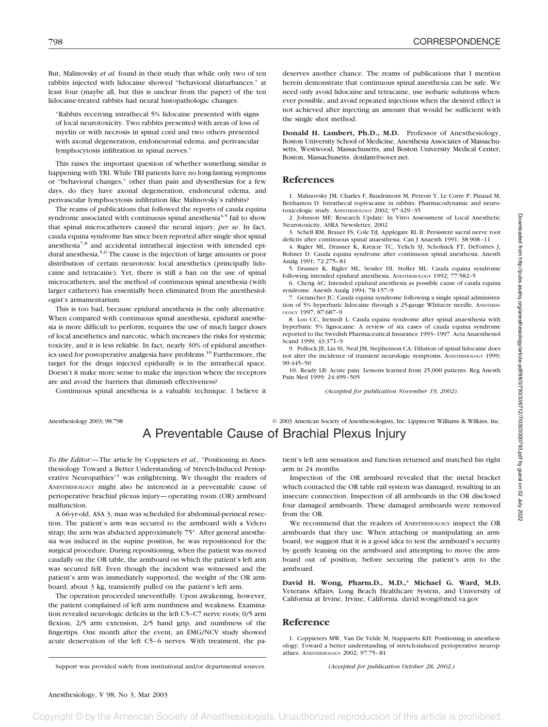But, Malinovsky *et al.* found in their study that while only two of ten rabbits injected with lidocaine showed "behavioral disturbances," at least four (maybe all, but this is unclear from the paper) of the ten lidocaine-treated rabbits had neural histopathologic changes:

> "Rabbits receiving intrathecal 5% lidocaine presented with signs of local neurotoxicity. Two rabbits presented with areas of loss of myelin or with necrosis in spinal cord and two others presented with axonal degeneration, endoneuronal edema, and perivascular lymphocytosis infiltration in spinal nerves."

This raises the important question of whether something similar is happening with TRI. While TRI patients have no long-lasting symptoms or "behavioral changes," other than pain and dysesthesias for a few days, do they have axonal degeneration, endoneural edema, and perivascular lymphocytosis infiltration like Malinovsky's rabbits?

The reams of publications that followed the reports of cauda equina syndrome associated with continuous spinal anesthesia[4,5] fail to show that spinal microcatheters caused the neural injury, *per se*. In fact, cauda equina syndrome has since been reported after single shot spinal anesthesia[7,8] and accidental intrathecal injection with intended epidural anesthesia.[5,6] The cause is the injection of large amounts or poor distribution of certain neurotoxic local anesthetics (principally lidocaine and tetracaine). Yet, there is still a ban on the use of spinal microcatheters, and the method of continuous spinal anesthesia (with larger catheters) has essentially been eliminated from the anesthesiologist's armamentarium.

This is too bad, because epidural anesthesia is the only alternative. When compared with continuous spinal anesthesia, epidural anesthesia is more difficult to perform, requires the use of much larger doses of local anesthetics and narcotic, which increases the risks for systemic toxicity, and it is less reliable. In fact, nearly 30% of epidural anesthetics used for postoperative analgesia have problems.[10] Furthermore, the target for the drugs injected epidurally is in the intrathecal space. Doesn't it make more sense to make the injection where the receptors are and avoid the barriers that diminish effectiveness?

Continuous spinal anesthesia is a valuable technique. I believe it deserves another chance. The reams of publications that I mention herein demonstrate that continuous spinal anesthesia can be safe. We need only avoid lidocaine and tetracaine, use isobaric solutions whenever possible, and avoid repeated injections when the desired effect is not achieved after injecting an amount that would be sufficient with the single shot method.

**Donald H. Lambert, Ph.D., M.D.** Professor of Anesthesiology, Boston University School of Medicine, Anesthesia Associates of Massachusetts, Westwood, Massachusetts, and Boston University Medical Center, Boston, Massachusetts. donlam@sover.net.

## References

1. Malinovsky JM, Charles F, Baudrimont M, Pereon Y, Le Corre P, Pinaud M, Benhamou D: Intrathecal ropivacaine in rabbits: Pharmacodynamic and neurotoxicologic study. ANESTHESIOLOGY 2002; 97:429–35
2. Johnson ME: Research Update: In Vitro Assessment of Local Anesthetic Neurotoxicity, ASRA Newsletter, 2002
3. Schell RM, Brauer FS, Cole DJ, Applegate RL II: Persistent sacral nerve root deficits after continuous spinal anaesthesia. Can J Anaesth 1991; 38:908–11
4. Rigler ML, Drasner K, Krejcie TC, Yelich SJ, Scholnick FT, DeFontes J, Bohner D: Cauda equina syndrome after continuous spinal anesthesia. Anesth Analg 1991; 72:275–81
5. Drasner K, Rigler ML, Sessler DI, Stoller ML: Cauda equina syndrome following intended epidural anesthesia. ANESTHESIOLOGY 1992; 77:582–5
6. Cheng AC: Intended epidural anesthesia as possible cause of cauda equina syndrome. Anesth Analg 1994; 78:157–9
7. Gerancher JC: Cauda equina syndrome following a single spinal administration of 5% hyperbaric lidocaine through a 25-gauge Whitacre needle. ANESTHESIOLOGY 1997; 87:687–9
8. Loo CC, Irestedt L: Cauda equina syndrome after spinal anaesthesia with hyperbaric 5% lignocaine: A review of six cases of cauda equina syndrome reported to the Swedish Pharmaceutical Insurance 1993–1997. Acta Anaesthesiol Scand 1999; 43:371–9
9. Pollock JE, Liu SS, Neal JM, Stephenson CA: Dilution of spinal lidocaine does not alter the incidence of transient neurologic symptoms. ANESTHESIOLOGY 1999; 90:445–50
10. Ready LB: Acute pain: Lessons learned from 25,000 patients. Reg Anesth Pain Med 1999; 24:499–505

*(Accepted for publication November 19, 2002).*

# A Preventable Cause of Brachial Plexus Injury

*To the Editor:*—The article by Coppieters *et al.*, "Positioning in Anesthesiology Toward a Better Understanding of Stretch-Induced Perioperative Neuropathies"[1] was enlightening. We thought the readers of ANESTHESIOLOGY might also be interested in a preventable cause of perioperative brachial plexus injury—operating room (OR) armboard malfunction.

A 66-yr-old, ASA 3, man was scheduled for abdominal-perineal resection. The patient's arm was secured to the armboard with a Velcro strap; the arm was abducted approximately 75°. After general anesthesia was induced in the supine position, he was repositioned for the surgical procedure. During repositioning, when the patient was moved caudally on the OR table, the armboard on which the patient's left arm was secured fell. Even though the incident was witnessed and the patient's arm was immediately supported, the weight of the OR armboard, about 3 kg, transiently pulled on the patient's left arm.

The operation proceeded uneventfully. Upon awakening, however, the patient complained of left arm numbness and weakness. Examination revealed neurologic deficits in the left C5–C7 nerve roots; 0/5 arm flexion, 2/5 arm extension, 2/5 hand grip, and numbness of the fingertips. One month after the event, an EMG/NCV study showed acute denervation of the left C5–6 nerves. With treatment, the patient's left arm sensation and function returned and matched his right arm in 24 months.

Inspection of the OR armboard revealed that the metal bracket which contacted the OR table rail system was damaged, resulting in an insecure connection. Inspection of all armboards in the OR disclosed four damaged armboards. These damaged armboards were removed from the OR.

We recommend that the readers of ANESTHESIOLOGY inspect the OR armboards that they use. When attaching or manipulating an armboard, we suggest that it is a good idea to test the armboard's security by gently leaning on the armboard and attempting to move the armboard out of position, before securing the patient's arm to the armboard.

**David H. Wong, Pharm.D., M.D.,\* Michael G. Ward, M.D.** Veterans Affairs, Long Beach Healthcare System, and University of California at Irvine, Irvine, California. david.wong@med.va.gov

Support was provided solely from institutional and/or departmental sources.

## Reference

1. Coppieters MW, Van De Velde M, Stappaerts KH: Positioning in anesthesiology: Toward a better understanding of stretch-induced perioperative neuropathies. ANESTHESIOLOGY 2002; 97:75–81

*(Accepted for publication October 28, 2002.)*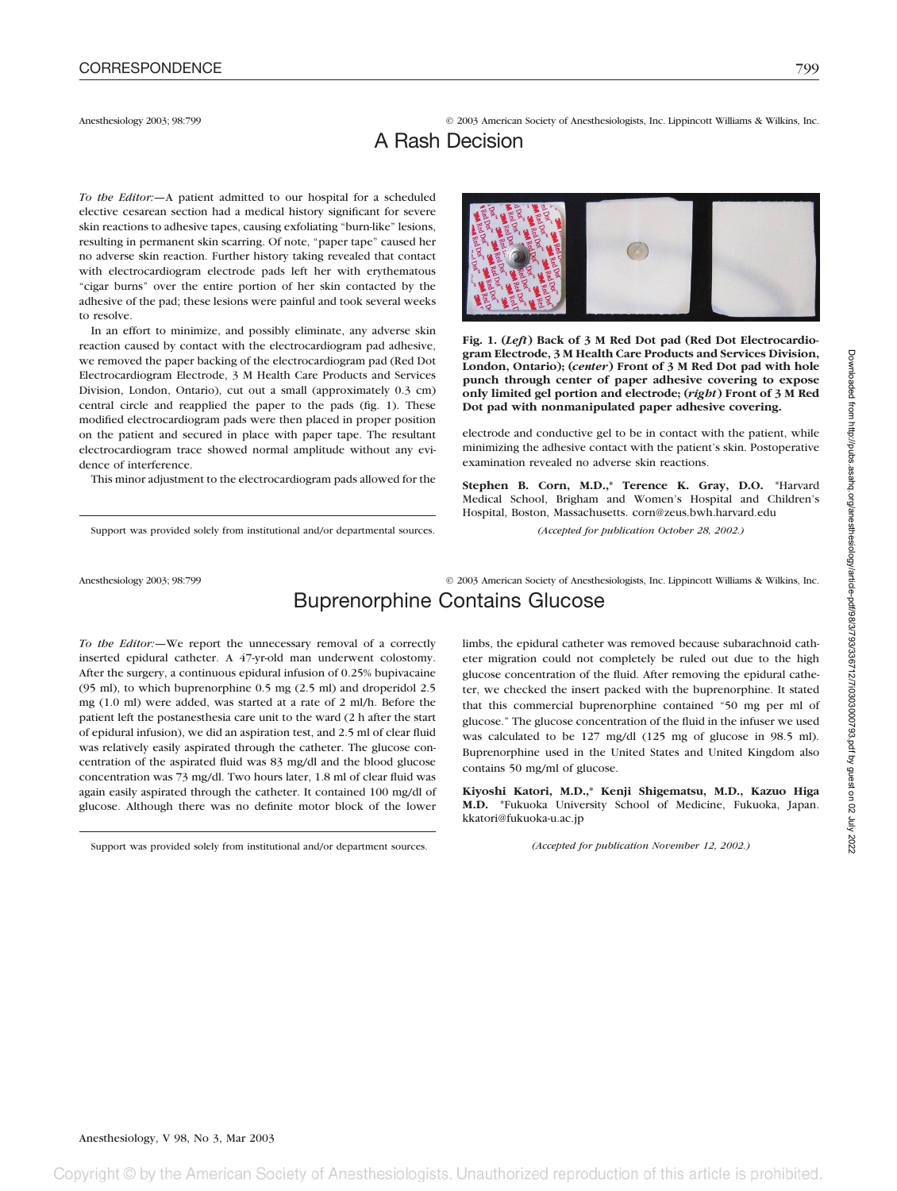Anesthesiology 2003; 98:799 © 2003 American Society of Anesthesiologists, Inc. Lippincott Williams & Wilkins, Inc.

# A Rash Decision

*To the Editor:*—A patient admitted to our hospital for a scheduled elective cesarean section had a medical history significant for severe skin reactions to adhesive tapes, causing exfoliating "burn-like" lesions, resulting in permanent skin scarring. Of note, "paper tape" caused her no adverse skin reaction. Further history taking revealed that contact with electrocardiogram electrode pads left her with erythematous "cigar burns" over the entire portion of her skin contacted by the adhesive of the pad; these lesions were painful and took several weeks to resolve.

In an effort to minimize, and possibly eliminate, any adverse skin reaction caused by contact with the electrocardiogram pad adhesive, we removed the paper backing of the electrocardiogram pad (Red Dot Electrocardiogram Electrode, 3 M Health Care Products and Services Division, London, Ontario), cut out a small (approximately 0.3 cm) central circle and reapplied the paper to the pads (fig. 1). These modified electrocardiogram pads were then placed in proper position on the patient and secured in place with paper tape. The resultant electrocardiogram trace showed normal amplitude without any evidence of interference.

This minor adjustment to the electrocardiogram pads allowed for the electrode and conductive gel to be in contact with the patient, while minimizing the adhesive contact with the patient's skin. Postoperative examination revealed no adverse skin reactions.

**Fig. 1. (*Left*) Back of 3 M Red Dot pad (Red Dot Electrocardiogram Electrode, 3 M Health Care Products and Services Division, London, Ontario); (*center*) Front of 3 M Red Dot pad with hole punch through center of paper adhesive covering to expose only limited gel portion and electrode; (*right*) Front of 3 M Red Dot pad with nonmanipulated paper adhesive covering.**

**Stephen B. Corn, M.D.,\* Terence K. Gray, D.O.** \*Harvard Medical School, Brigham and Women's Hospital and Children's Hospital, Boston, Massachusetts. corn@zeus.bwh.harvard.edu

*(Accepted for publication October 28, 2002.)*

Support was provided solely from institutional and/or departmental sources.

Anesthesiology 2003; 98:799 © 2003 American Society of Anesthesiologists, Inc. Lippincott Williams & Wilkins, Inc.

# Buprenorphine Contains Glucose

*To the Editor:*—We report the unnecessary removal of a correctly inserted epidural catheter. A 47-yr-old man underwent colostomy. After the surgery, a continuous epidural infusion of 0.25% bupivacaine (95 ml), to which buprenorphine 0.5 mg (2.5 ml) and droperidol 2.5 mg (1.0 ml) were added, was started at a rate of 2 ml/h. Before the patient left the postanesthesia care unit to the ward (2 h after the start of epidural infusion), we did an aspiration test, and 2.5 ml of clear fluid was relatively easily aspirated through the catheter. The glucose concentration of the aspirated fluid was 83 mg/dl and the blood glucose concentration was 73 mg/dl. Two hours later, 1.8 ml of clear fluid was again easily aspirated through the catheter. It contained 100 mg/dl of glucose. Although there was no definite motor block of the lower limbs, the epidural catheter was removed because subarachnoid catheter migration could not completely be ruled out due to the high glucose concentration of the fluid. After removing the epidural catheter, we checked the insert packed with the buprenorphine. It stated that this commercial buprenorphine contained "50 mg per ml of glucose." The glucose concentration of the fluid in the infuser we used was calculated to be 127 mg/dl (125 mg of glucose in 98.5 ml). Buprenorphine used in the United States and United Kingdom also contains 50 mg/ml of glucose.

**Kiyoshi Katori, M.D.,\* Kenji Shigematsu, M.D., Kazuo Higa M.D.** \*Fukuoka University School of Medicine, Fukuoka, Japan. kkatori@fukuoka-u.ac.jp

*(Accepted for publication November 12, 2002.)*

Support was provided solely from institutional and/or department sources.